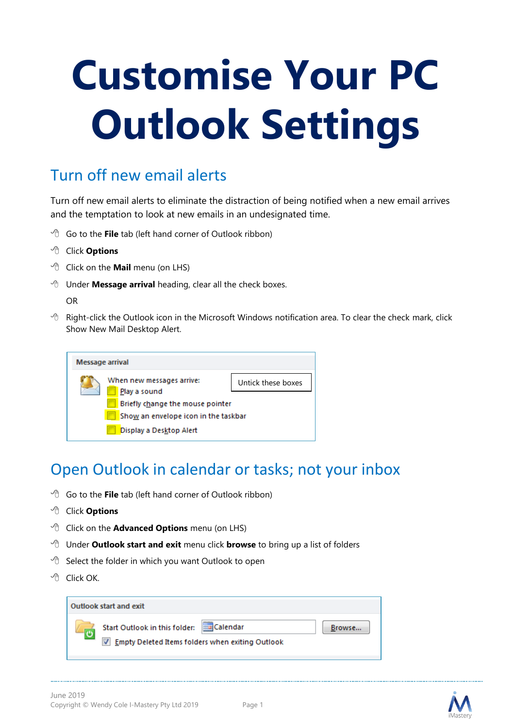# Customise Your PC Outlook Settings

## Turn off new email alerts

Turn off new email alerts to eliminate the distraction of being notified when a new email arrives and the temptation to look at new emails in an undesignated time.

- Go to the **File** tab (left hand corner of Outlook ribbon)
- Click **Options**
- Click on the **Mail** menu (on LHS)
- Under **Message arrival** heading, clear all the check boxes.

  OR

- Right-click the Outlook icon in the Microsoft Windows notification area. To clear the check mark, click Show New Mail Desktop Alert.

Message arrival

When new messages arrive:

- [ ] Play a sound
- [ ] Briefly change the mouse pointer
- [ ] Show an envelope icon in the taskbar
- [ ] Display a Desktop Alert

Untick these boxes

## Open Outlook in calendar or tasks; not your inbox

- Go to the **File** tab (left hand corner of Outlook ribbon)
- Click **Options**
- Click on the **Advanced Options** menu (on LHS)
- Under **Outlook start and exit** menu click **browse** to bring up a list of folders
- Select the folder in which you want Outlook to open
- Click OK.

Outlook start and exit

Start Outlook in this folder: Calendar Browse...

- [x] Empty Deleted Items folders when exiting Outlook

June 2019
Copyright © Wendy Cole I-Mastery Pty Ltd 2019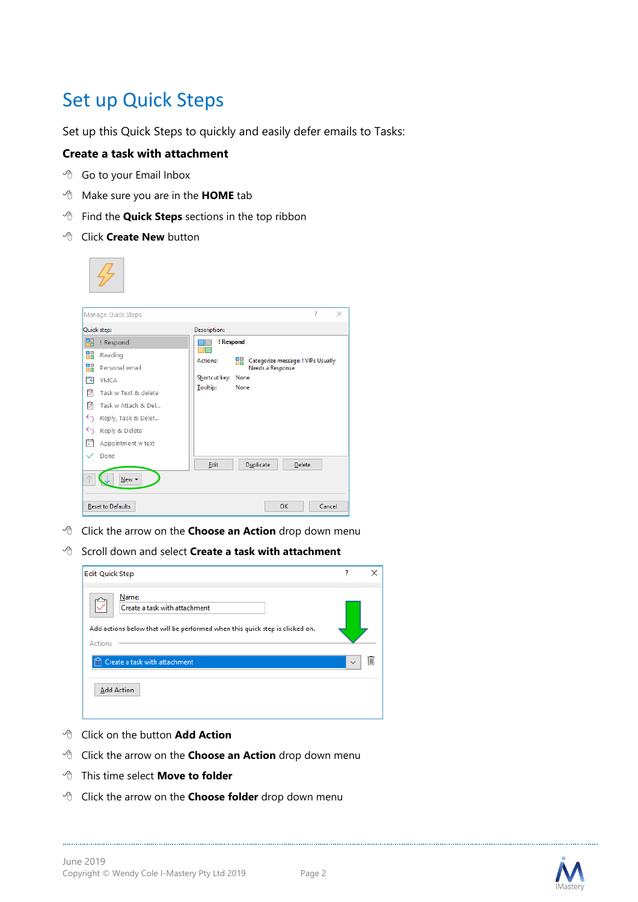# Set up Quick Steps

Set up this Quick Steps to quickly and easily defer emails to Tasks:

**Create a task with attachment**

- Go to your Email Inbox
- Make sure you are in the **HOME** tab
- Find the **Quick Steps** sections in the top ribbon
- Click **Create New** button

- Click the arrow on the **Choose an Action** drop down menu
- Scroll down and select **Create a task with attachment**

- Click on the button **Add Action**
- Click the arrow on the **Choose an Action** drop down menu
- This time select **Move to folder**
- Click the arrow on the **Choose folder** drop down menu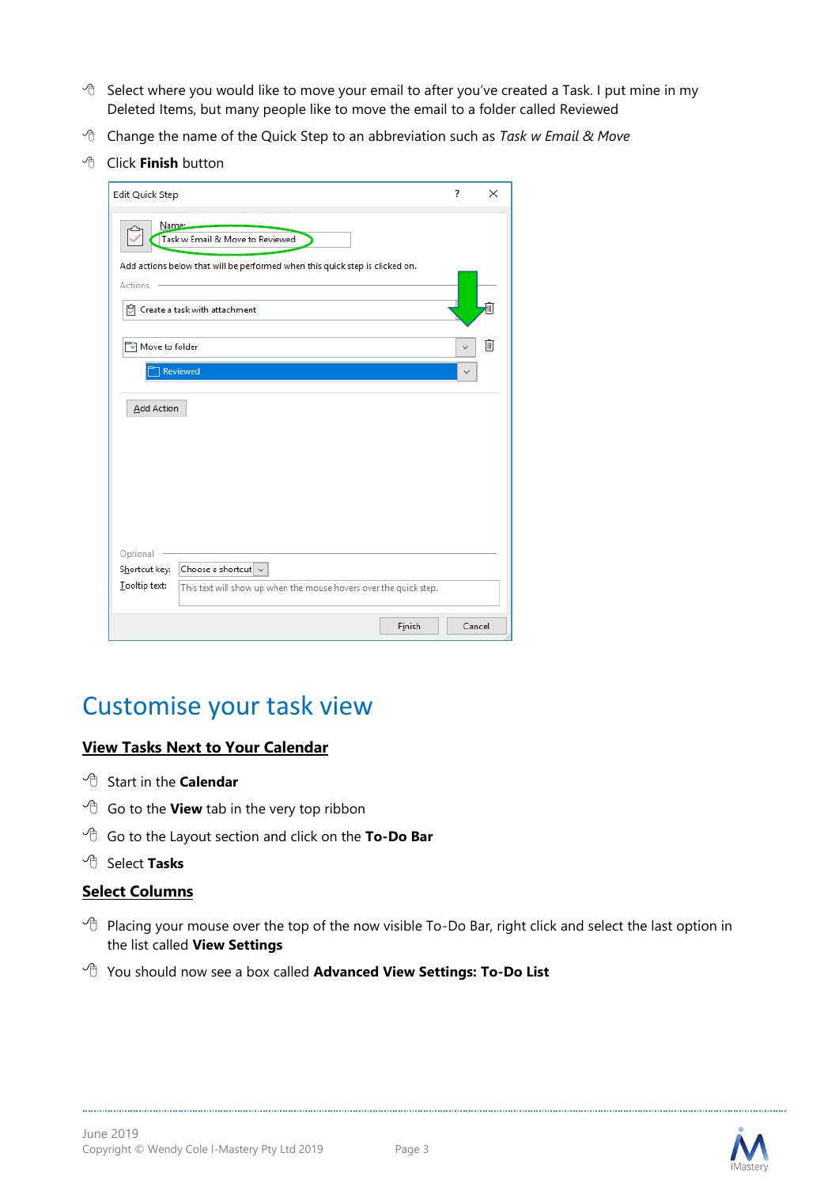- Select where you would like to move your email to after you've created a Task. I put mine in my Deleted Items, but many people like to move the email to a folder called Reviewed
- Change the name of the Quick Step to an abbreviation such as *Task w Email & Move*
- Click **Finish** button

# Customise your task view

## View Tasks Next to Your Calendar

- Start in the **Calendar**
- Go to the **View** tab in the very top ribbon
- Go to the Layout section and click on the **To-Do Bar**
- Select **Tasks**

## Select Columns

- Placing your mouse over the top of the now visible To-Do Bar, right click and select the last option in the list called **View Settings**
- You should now see a box called **Advanced View Settings: To-Do List**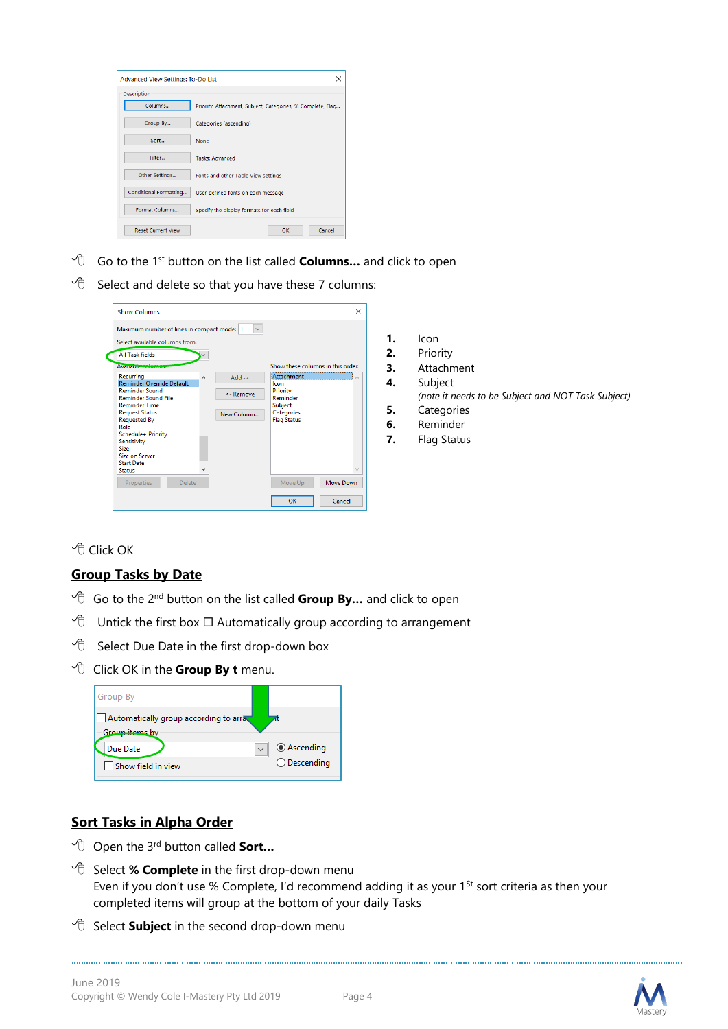- Go to the 1st button on the list called **Columns...** and click to open
- Select and delete so that you have these 7 columns:

1. Icon
2. Priority
3. Attachment
4. Subject
   *(note it needs to be Subject and NOT Task Subject)*
5. Categories
6. Reminder
7. Flag Status

- Click OK

## Group Tasks by Date

- Go to the 2nd button on the list called **Group By...** and click to open
- Untick the first box ☐ Automatically group according to arrangement
- Select Due Date in the first drop-down box
- Click OK in the **Group By t** menu.

## Sort Tasks in Alpha Order

- Open the 3rd button called **Sort...**
- Select **% Complete** in the first drop-down menu
  Even if you don't use % Complete, I'd recommend adding it as your 1St sort criteria as then your completed items will group at the bottom of your daily Tasks
- Select **Subject** in the second drop-down menu

June 2019
Copyright © Wendy Cole I-Mastery Pty Ltd 2019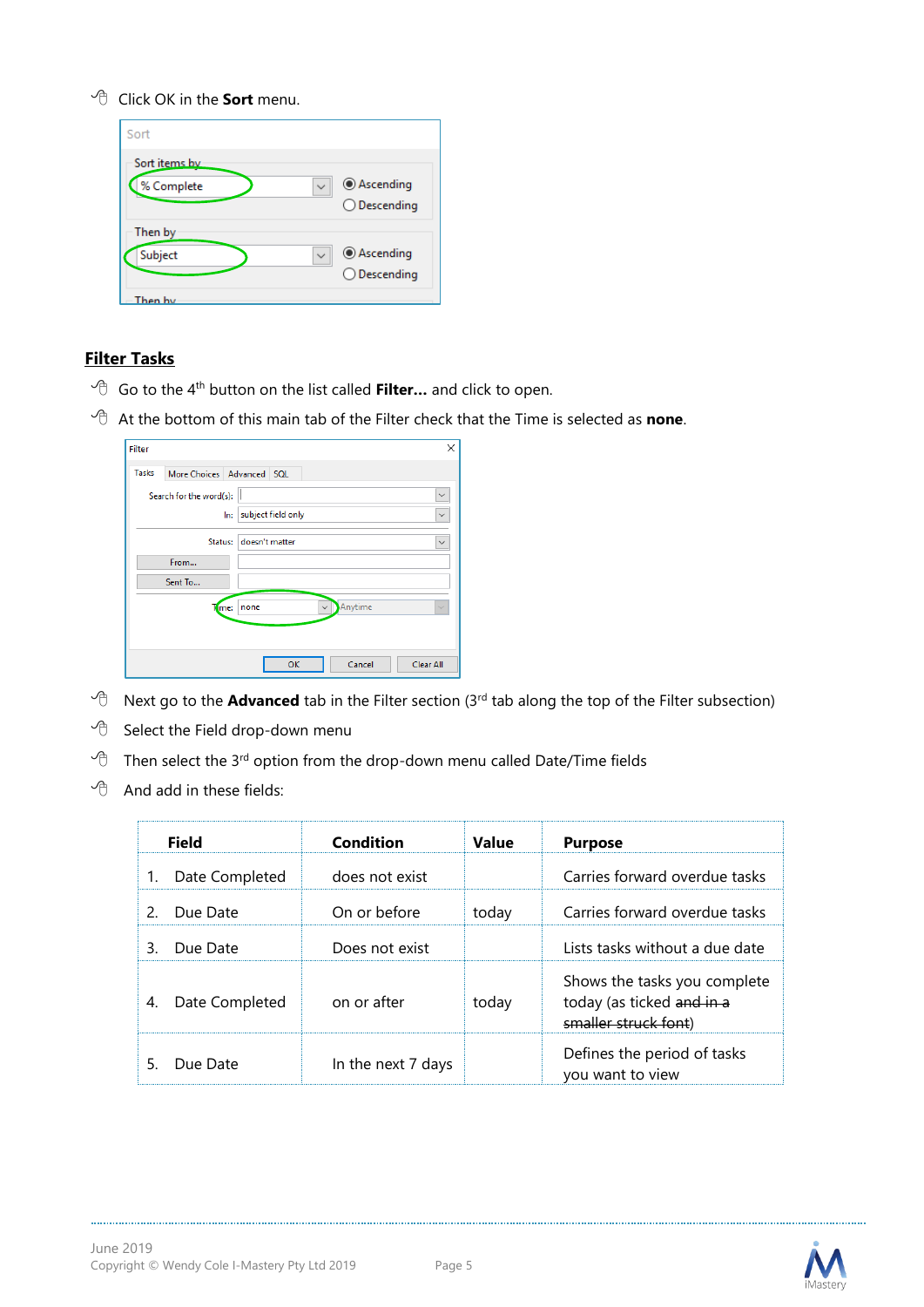- Click OK in the **Sort** menu.

## Filter Tasks

- Go to the 4th button on the list called **Filter...** and click to open.
- At the bottom of this main tab of the Filter check that the Time is selected as **none**.

- Next go to the **Advanced** tab in the Filter section (3rd tab along the top of the Filter subsection)
- Select the Field drop-down menu
- Then select the 3rd option from the drop-down menu called Date/Time fields
- And add in these fields:

| Field | Condition | Value | Purpose |
|---|---|---|---|
| 1. Date Completed | does not exist | | Carries forward overdue tasks |
| 2. Due Date | On or before | today | Carries forward overdue tasks |
| 3. Due Date | Does not exist | | Lists tasks without a due date |
| 4. Date Completed | on or after | today | Shows the tasks you complete today (as ticked ~~and in a smaller struck font~~) |
| 5. Due Date | In the next 7 days | | Defines the period of tasks you want to view |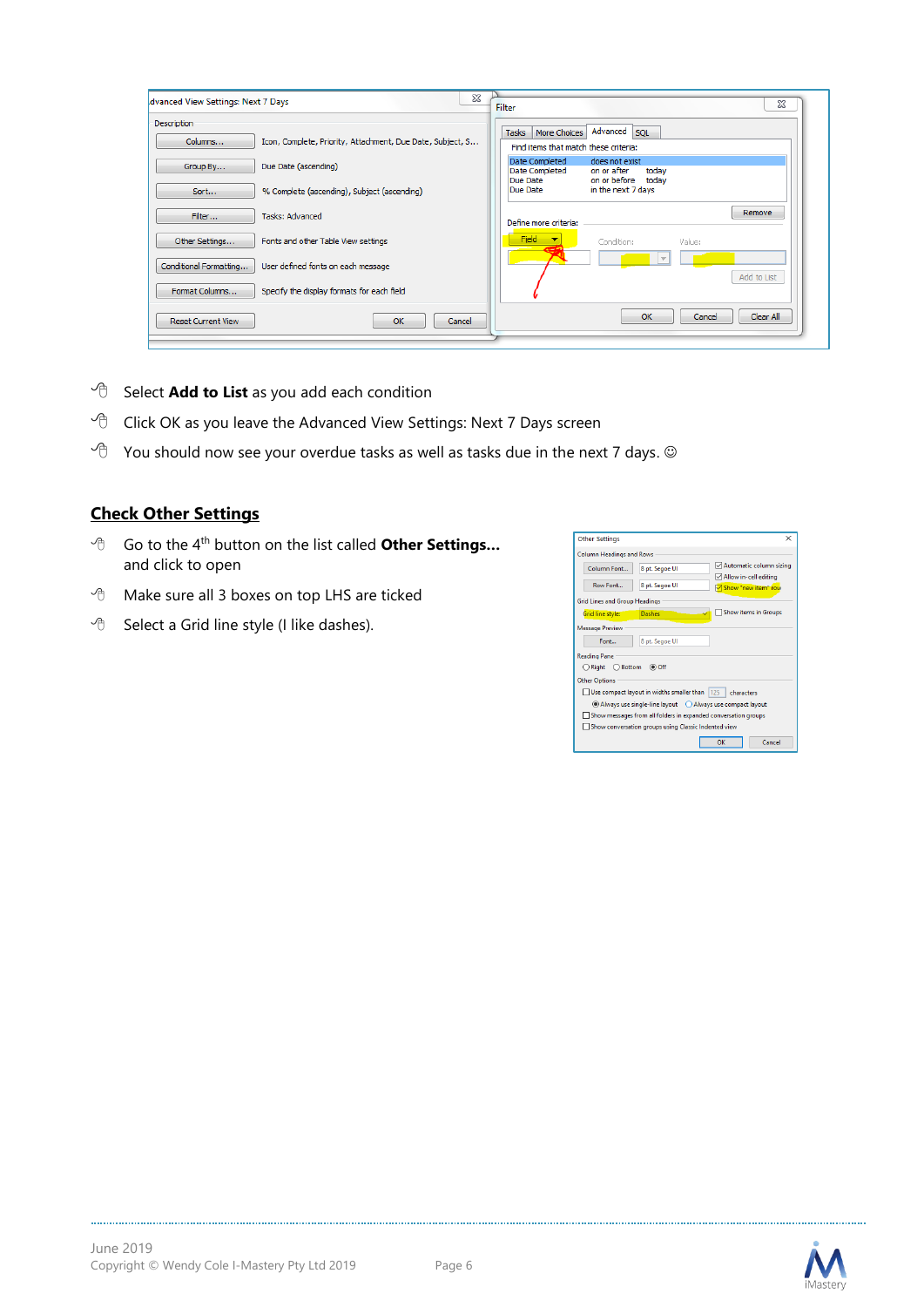- Select **Add to List** as you add each condition
- Click OK as you leave the Advanced View Settings: Next 7 Days screen
- You should now see your overdue tasks as well as tasks due in the next 7 days. ☺

## Check Other Settings

- Go to the 4th button on the list called **Other Settings...** and click to open
- Make sure all 3 boxes on top LHS are ticked
- Select a Grid line style (I like dashes).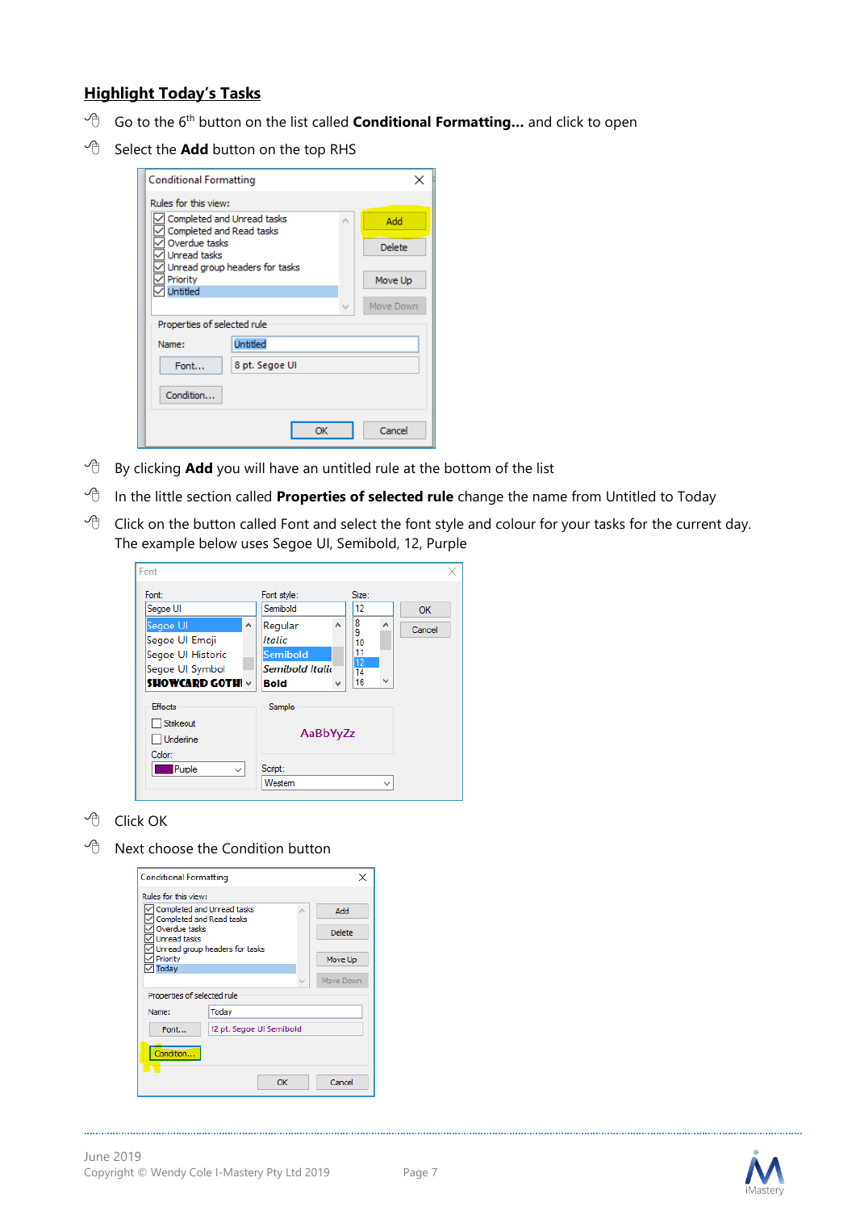## Highlight Today's Tasks

- Go to the 6th button on the list called **Conditional Formatting…** and click to open
- Select the **Add** button on the top RHS

- By clicking **Add** you will have an untitled rule at the bottom of the list
- In the little section called **Properties of selected rule** change the name from Untitled to Today
- Click on the button called Font and select the font style and colour for your tasks for the current day. The example below uses Segoe UI, Semibold, 12, Purple

- Click OK
- Next choose the Condition button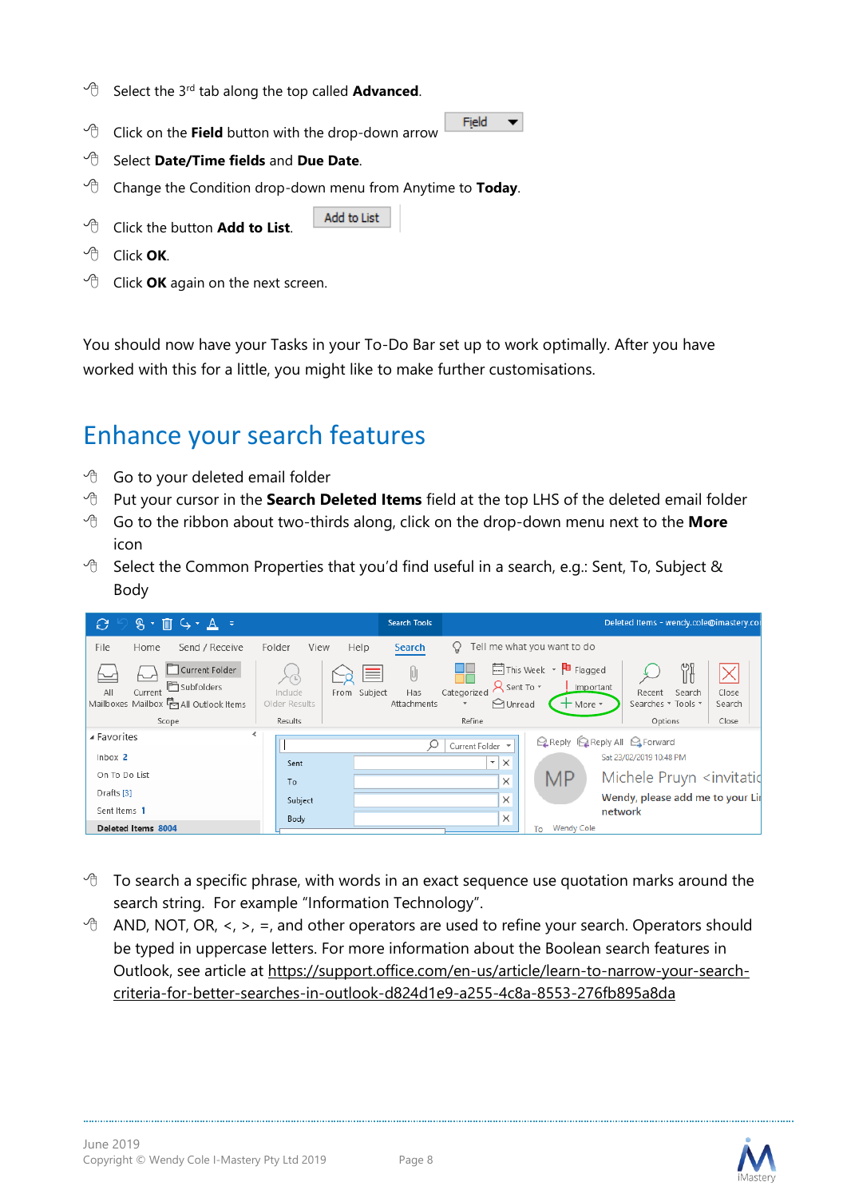- Select the 3rd tab along the top called **Advanced**.
- Click on the **Field** button with the drop-down arrow
- Select **Date/Time fields** and **Due Date**.
- Change the Condition drop-down menu from Anytime to **Today**.
- Click the button **Add to List**.
- Click **OK**.
- Click **OK** again on the next screen.

You should now have your Tasks in your To-Do Bar set up to work optimally. After you have worked with this for a little, you might like to make further customisations.

# Enhance your search features

- Go to your deleted email folder
- Put your cursor in the **Search Deleted Items** field at the top LHS of the deleted email folder
- Go to the ribbon about two-thirds along, click on the drop-down menu next to the **More** icon
- Select the Common Properties that you'd find useful in a search, e.g.: Sent, To, Subject & Body

- To search a specific phrase, with words in an exact sequence use quotation marks around the search string. For example "Information Technology".
- AND, NOT, OR, <, >, =, and other operators are used to refine your search. Operators should be typed in uppercase letters. For more information about the Boolean search features in Outlook, see article at https://support.office.com/en-us/article/learn-to-narrow-your-search-criteria-for-better-searches-in-outlook-d824d1e9-a255-4c8a-8553-276fb895a8da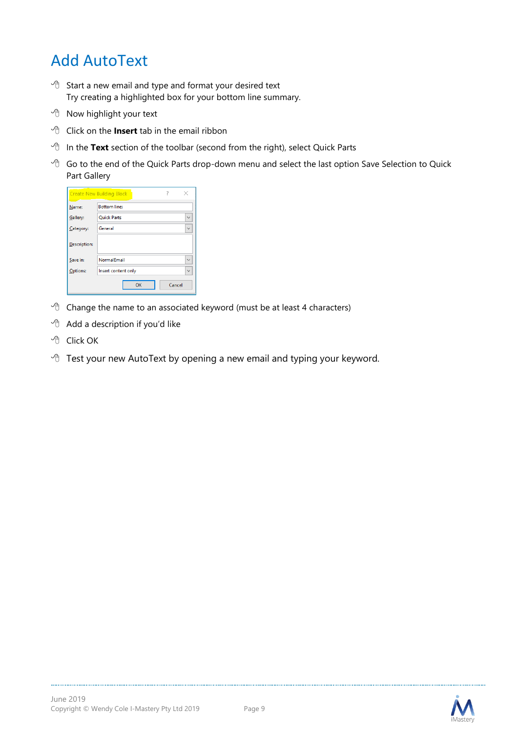# Add AutoText

- Start a new email and type and format your desired text
  Try creating a highlighted box for your bottom line summary.
- Now highlight your text
- Click on the **Insert** tab in the email ribbon
- In the **Text** section of the toolbar (second from the right), select Quick Parts
- Go to the end of the Quick Parts drop-down menu and select the last option Save Selection to Quick Part Gallery
- Change the name to an associated keyword (must be at least 4 characters)
- Add a description if you'd like
- Click OK
- Test your new AutoText by opening a new email and typing your keyword.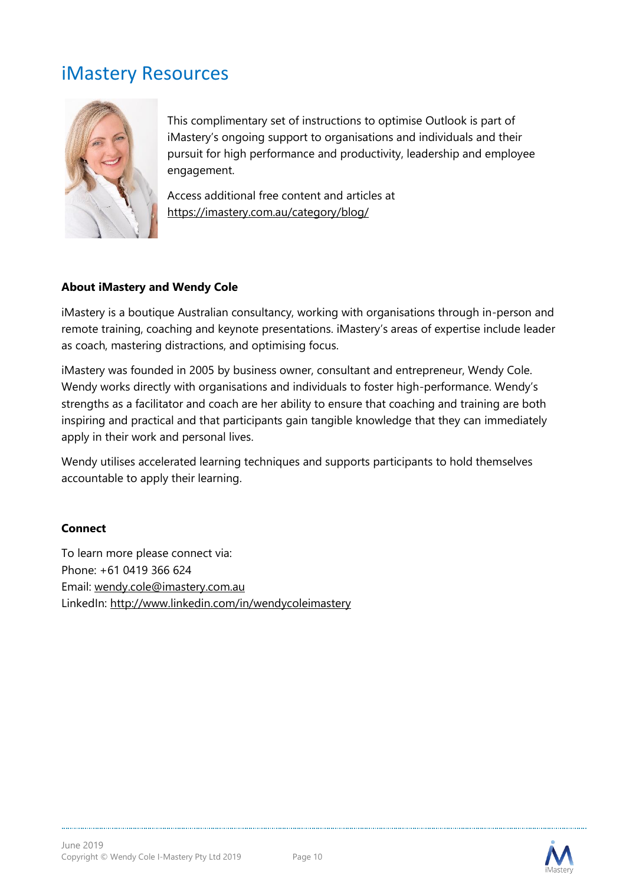# iMastery Resources

This complimentary set of instructions to optimise Outlook is part of iMastery's ongoing support to organisations and individuals and their pursuit for high performance and productivity, leadership and employee engagement.

Access additional free content and articles at https://imastery.com.au/category/blog/

**About iMastery and Wendy Cole**

iMastery is a boutique Australian consultancy, working with organisations through in-person and remote training, coaching and keynote presentations. iMastery's areas of expertise include leader as coach, mastering distractions, and optimising focus.

iMastery was founded in 2005 by business owner, consultant and entrepreneur, Wendy Cole. Wendy works directly with organisations and individuals to foster high-performance. Wendy's strengths as a facilitator and coach are her ability to ensure that coaching and training are both inspiring and practical and that participants gain tangible knowledge that they can immediately apply in their work and personal lives.

Wendy utilises accelerated learning techniques and supports participants to hold themselves accountable to apply their learning.

**Connect**

To learn more please connect via:
Phone: +61 0419 366 624
Email: wendy.cole@imastery.com.au
LinkedIn: http://www.linkedin.com/in/wendycoleimastery